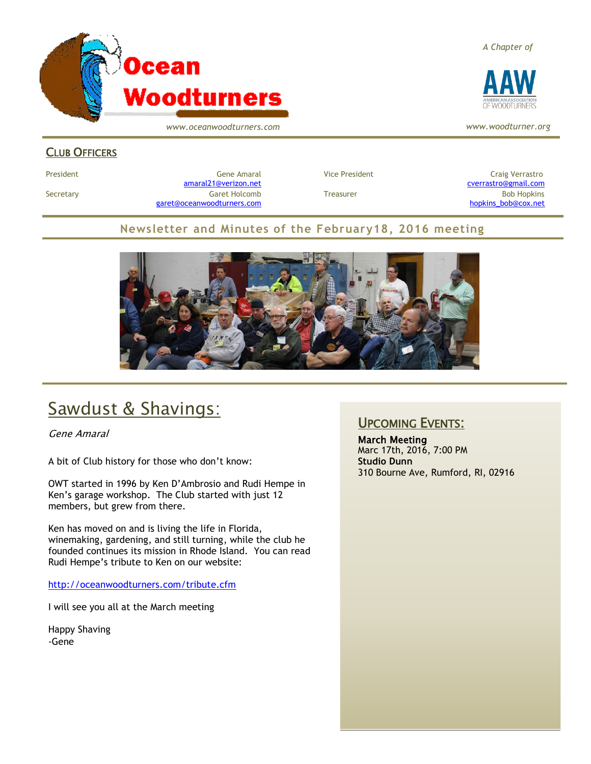# Ocean Woodturners

www.oceanwoodturners.com

*A Chapter of*

AAW AMERICAN ASSOCIATION OF WOODTURNERS

*www.woodturner.org*

## CLUB OFFICERS

| | | | |
|---|---|---|---|
| President | Gene Amaral amaral21@verizon.net | Vice President | Craig Verrastro cverrastro@gmail.com |
| Secretary | Garet Holcomb garet@oceanwoodturners.com | Treasurer | Bob Hopkins hopkins_bob@cox.net |

## Newsletter and Minutes of the February18, 2016 meeting

# Sawdust & Shavings:

*Gene Amaral*

A bit of Club history for those who don't know:

OWT started in 1996 by Ken D'Ambrosio and Rudi Hempe in Ken's garage workshop. The Club started with just 12 members, but grew from there.

Ken has moved on and is living the life in Florida, winemaking, gardening, and still turning, while the club he founded continues its mission in Rhode Island. You can read Rudi Hempe's tribute to Ken on our website:

http://oceanwoodturners.com/tribute.cfm

I will see you all at the March meeting

Happy Shaving
-Gene

## UPCOMING EVENTS:

**March Meeting**
Marc 17th, 2016, 7:00 PM
**Studio Dunn**
310 Bourne Ave, Rumford, RI, 02916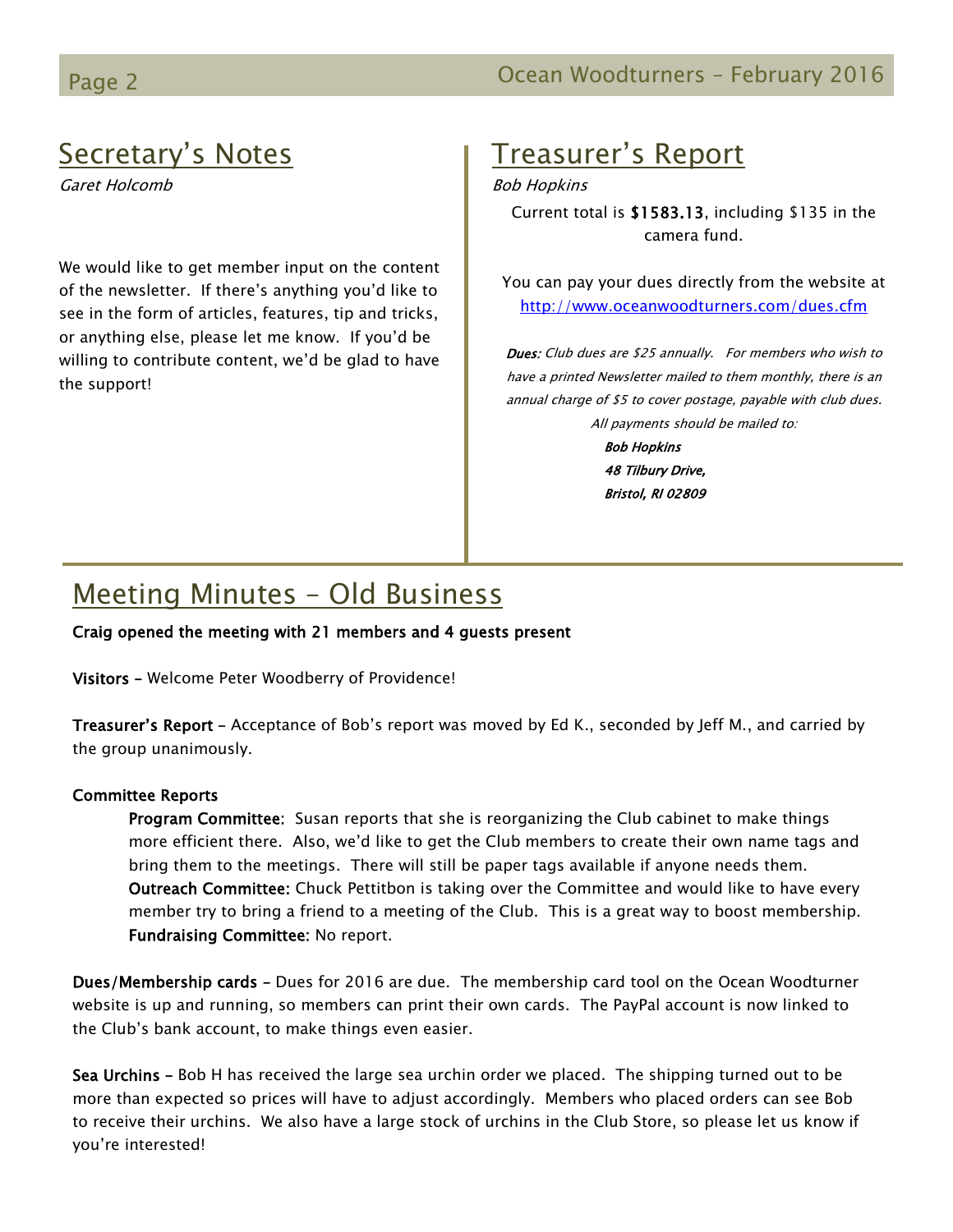## Secretary's Notes

*Garet Holcomb*

We would like to get member input on the content of the newsletter. If there's anything you'd like to see in the form of articles, features, tip and tricks, or anything else, please let me know. If you'd be willing to contribute content, we'd be glad to have the support!

## Treasurer's Report

*Bob Hopkins*

Current total is **$1583.13**, including $135 in the camera fund.

You can pay your dues directly from the website at http://www.oceanwoodturners.com/dues.cfm

***Dues:*** *Club dues are $25 annually. For members who wish to have a printed Newsletter mailed to them monthly, there is an annual charge of $5 to cover postage, payable with club dues. All payments should be mailed to:*

***Bob Hopkins***
***48 Tilbury Drive,***
***Bristol, RI 02809***

## Meeting Minutes – Old Business

**Craig opened the meeting with 21 members and 4 guests present**

**Visitors –** Welcome Peter Woodberry of Providence!

**Treasurer's Report –** Acceptance of Bob's report was moved by Ed K., seconded by Jeff M., and carried by the group unanimously.

**Committee Reports**

**Program Committee**: Susan reports that she is reorganizing the Club cabinet to make things more efficient there. Also, we'd like to get the Club members to create their own name tags and bring them to the meetings. There will still be paper tags available if anyone needs them.
**Outreach Committee:** Chuck Pettitbon is taking over the Committee and would like to have every member try to bring a friend to a meeting of the Club. This is a great way to boost membership.
**Fundraising Committee**: No report.

**Dues/Membership cards –** Dues for 2016 are due. The membership card tool on the Ocean Woodturner website is up and running, so members can print their own cards. The PayPal account is now linked to the Club's bank account, to make things even easier.

**Sea Urchins –** Bob H has received the large sea urchin order we placed. The shipping turned out to be more than expected so prices will have to adjust accordingly. Members who placed orders can see Bob to receive their urchins. We also have a large stock of urchins in the Club Store, so please let us know if you're interested!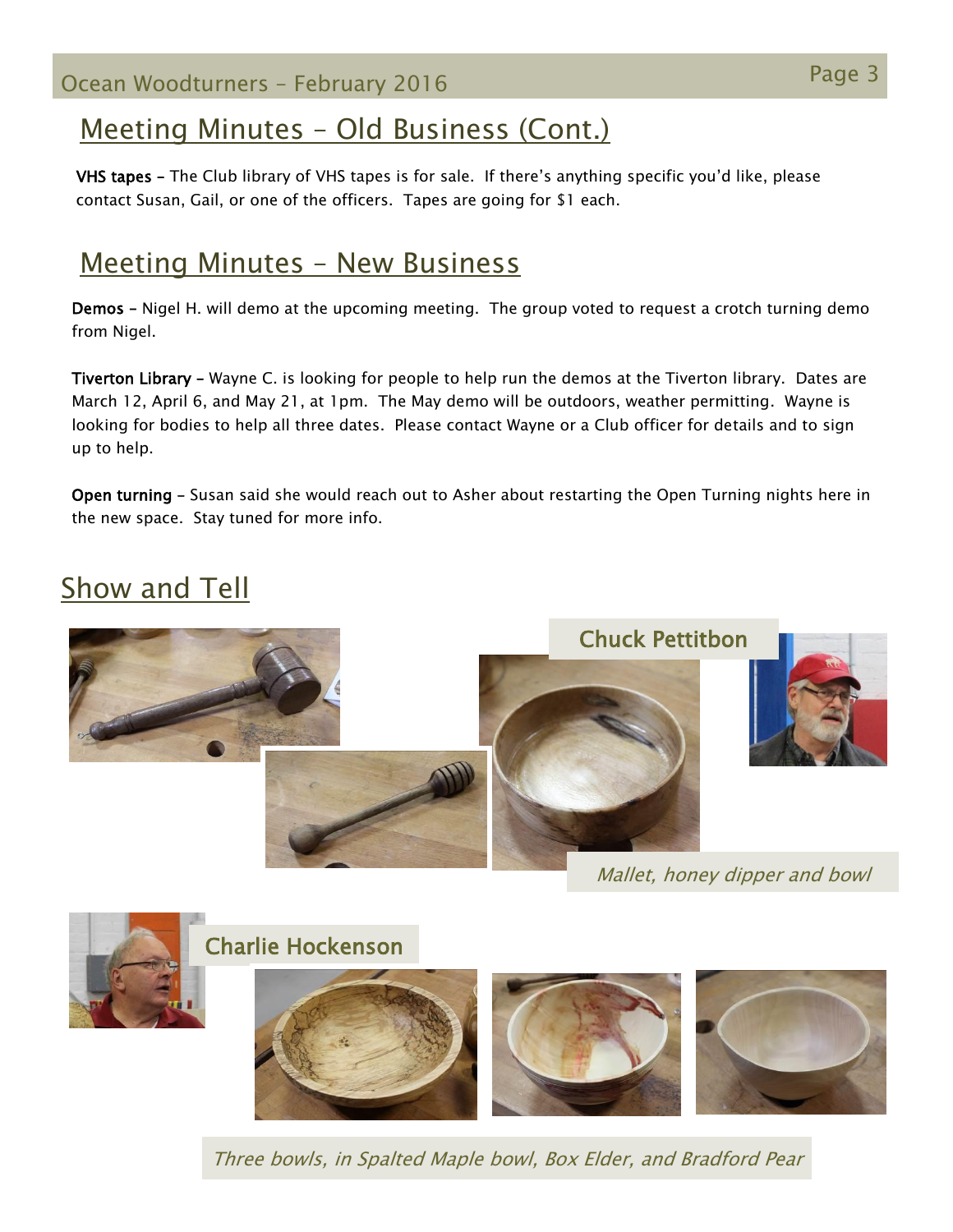## Meeting Minutes – Old Business (Cont.)

**VHS tapes** – The Club library of VHS tapes is for sale. If there's anything specific you'd like, please contact Susan, Gail, or one of the officers. Tapes are going for $1 each.

## Meeting Minutes – New Business

**Demos** – Nigel H. will demo at the upcoming meeting. The group voted to request a crotch turning demo from Nigel.

**Tiverton Library** – Wayne C. is looking for people to help run the demos at the Tiverton library. Dates are March 12, April 6, and May 21, at 1pm. The May demo will be outdoors, weather permitting. Wayne is looking for bodies to help all three dates. Please contact Wayne or a Club officer for details and to sign up to help.

**Open turning** – Susan said she would reach out to Asher about restarting the Open Turning nights here in the new space. Stay tuned for more info.

## Show and Tell

### Chuck Pettitbon

*Mallet, honey dipper and bowl*

### Charlie Hockenson

*Three bowls, in Spalted Maple bowl, Box Elder, and Bradford Pear*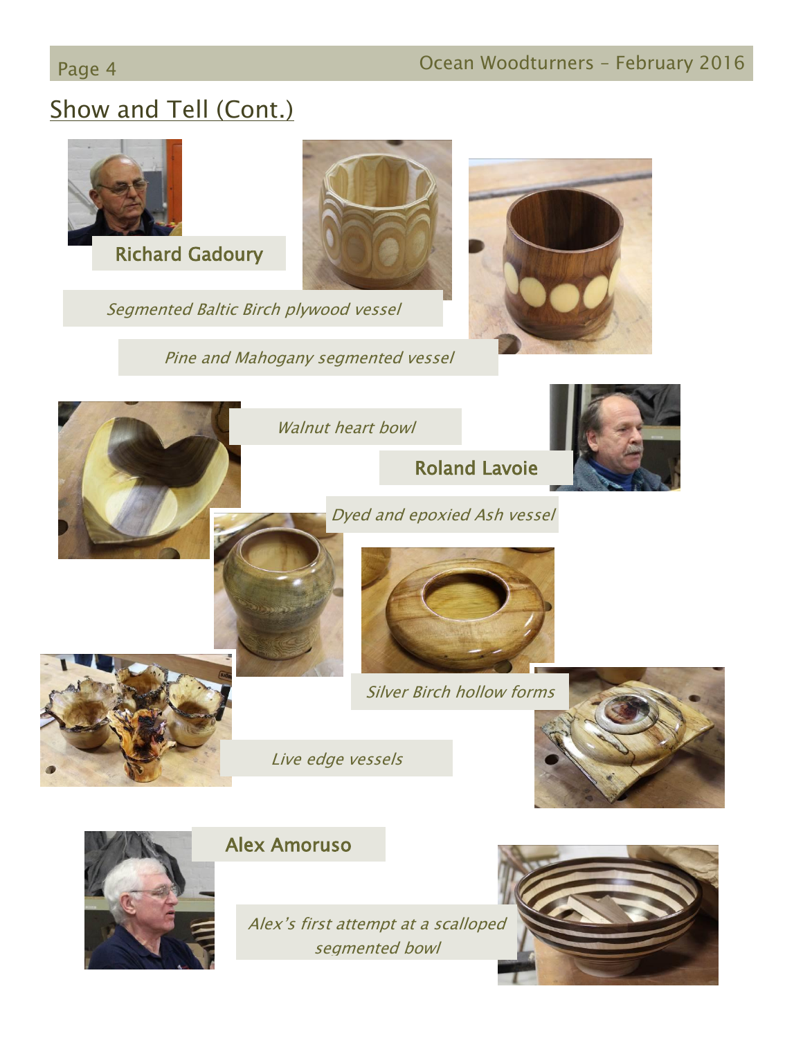## Show and Tell (Cont.)

**Richard Gadoury**

*Segmented Baltic Birch plywood vessel*

*Pine and Mahogany segmented vessel*

*Walnut heart bowl*

**Roland Lavoie**

*Dyed and epoxied Ash vessel*

*Silver Birch hollow forms*

*Live edge vessels*

**Alex Amoruso**

*Alex's first attempt at a scalloped segmented bowl*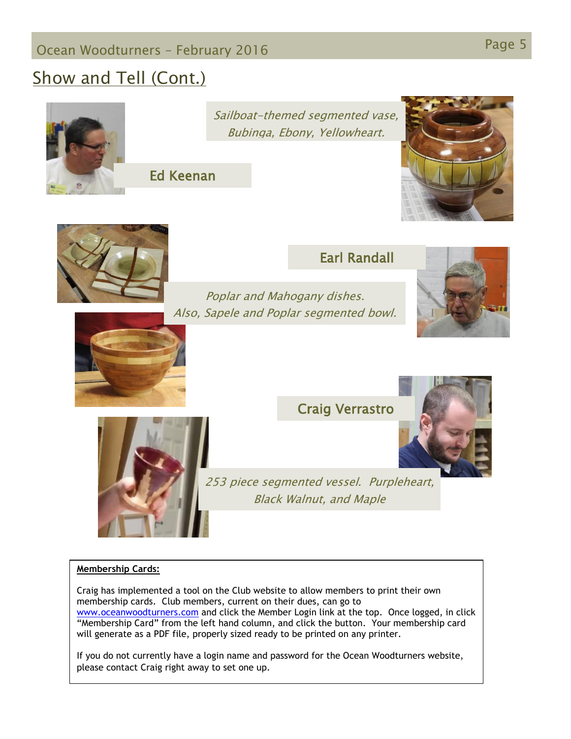## Show and Tell (Cont.)

### Ed Keenan

*Sailboat-themed segmented vase, Bubinga, Ebony, Yellowheart.*

### Earl Randall

*Poplar and Mahogany dishes. Also, Sapele and Poplar segmented bowl.*

### Craig Verrastro

*253 piece segmented vessel. Purpleheart, Black Walnut, and Maple*

**Membership Cards:**

Craig has implemented a tool on the Club website to allow members to print their own membership cards. Club members, current on their dues, can go to www.oceanwoodturners.com and click the Member Login link at the top. Once logged, in click "Membership Card" from the left hand column, and click the button. Your membership card will generate as a PDF file, properly sized ready to be printed on any printer.

If you do not currently have a login name and password for the Ocean Woodturners website, please contact Craig right away to set one up.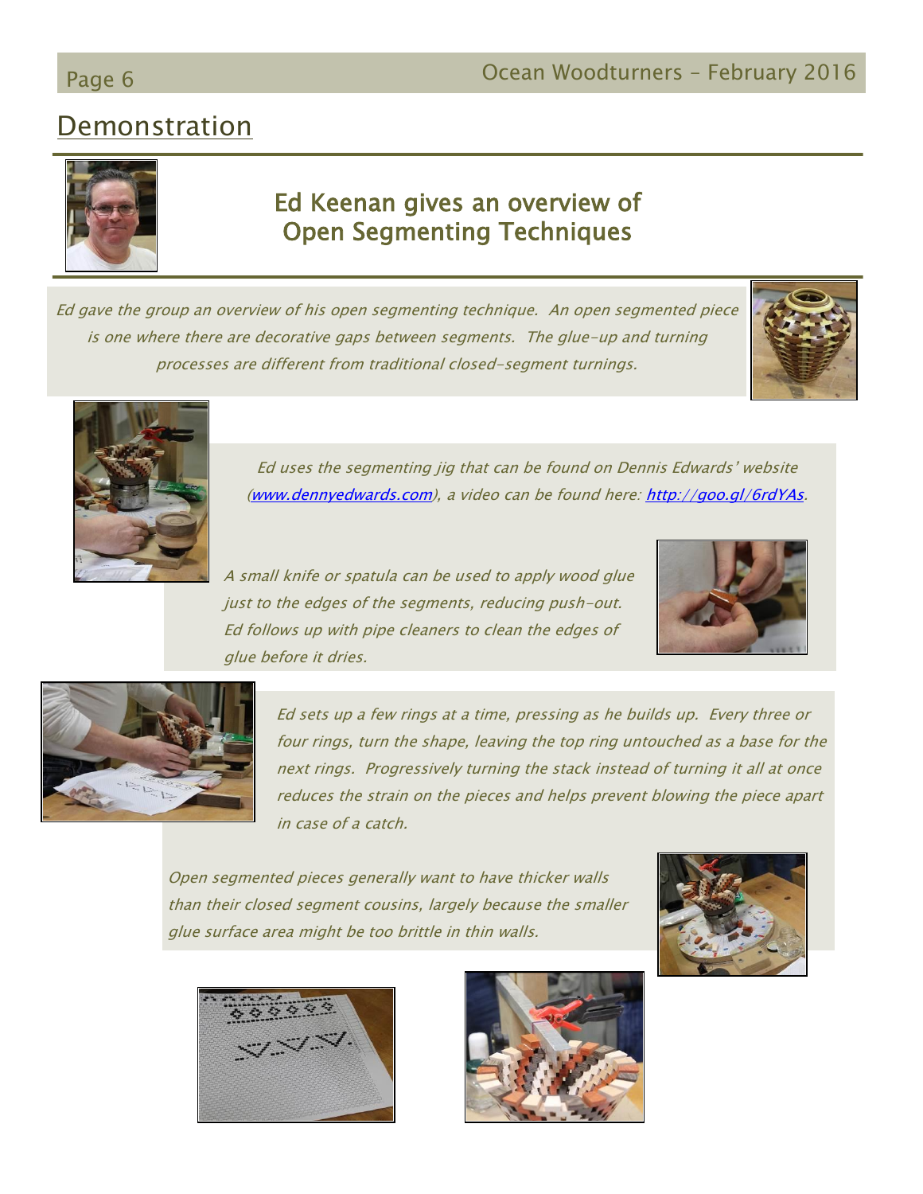## Demonstration

### Ed Keenan gives an overview of Open Segmenting Techniques

*Ed gave the group an overview of his open segmenting technique. An open segmented piece is one where there are decorative gaps between segments. The glue-up and turning processes are different from traditional closed-segment turnings.*

*Ed uses the segmenting jig that can be found on Dennis Edwards' website ([www.dennyedwards.com](www.dennyedwards.com)), a video can be found here: [http://goo.gl/6rdYAs](http://goo.gl/6rdYAs).*

*A small knife or spatula can be used to apply wood glue just to the edges of the segments, reducing push-out. Ed follows up with pipe cleaners to clean the edges of glue before it dries.*

*Ed sets up a few rings at a time, pressing as he builds up. Every three or four rings, turn the shape, leaving the top ring untouched as a base for the next rings. Progressively turning the stack instead of turning it all at once reduces the strain on the pieces and helps prevent blowing the piece apart in case of a catch.*

*Open segmented pieces generally want to have thicker walls than their closed segment cousins, largely because the smaller glue surface area might be too brittle in thin walls.*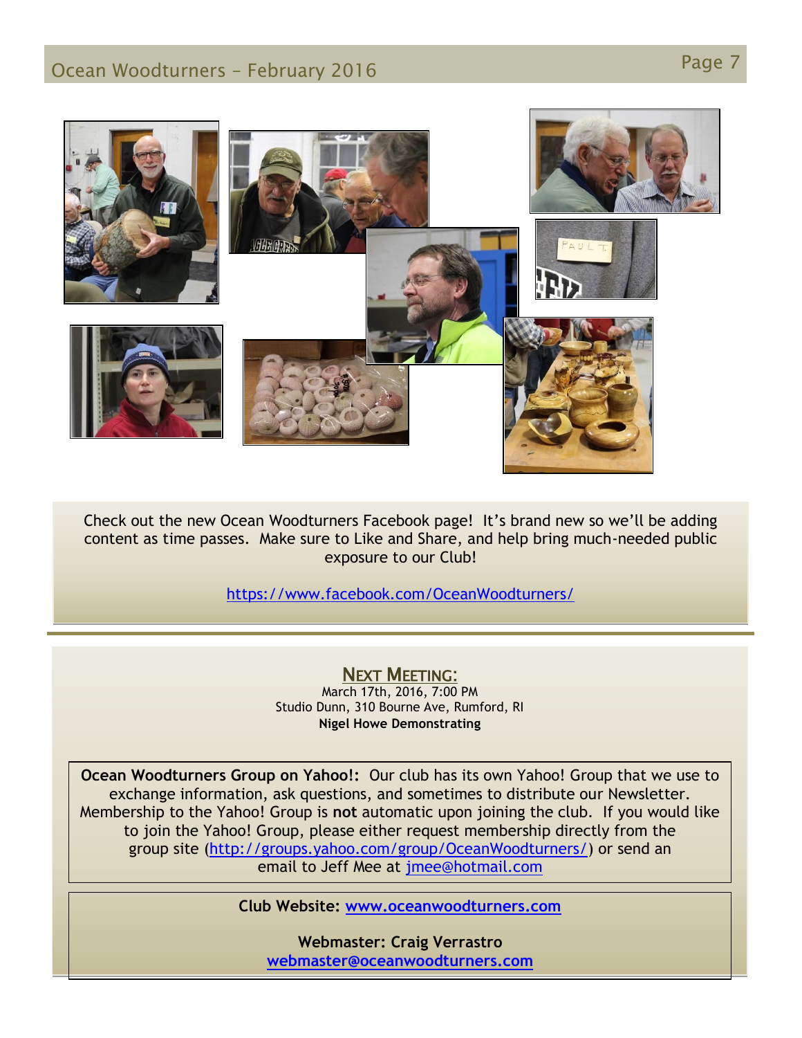Check out the new Ocean Woodturners Facebook page! It's brand new so we'll be adding content as time passes. Make sure to Like and Share, and help bring much-needed public exposure to our Club!

https://www.facebook.com/OceanWoodturners/

## NEXT MEETING:

March 17th, 2016, 7:00 PM
Studio Dunn, 310 Bourne Ave, Rumford, RI
**Nigel Howe Demonstrating**

**Ocean Woodturners Group on Yahoo!:** Our club has its own Yahoo! Group that we use to exchange information, ask questions, and sometimes to distribute our Newsletter. Membership to the Yahoo! Group is **not** automatic upon joining the club. If you would like to join the Yahoo! Group, please either request membership directly from the group site (http://groups.yahoo.com/group/OceanWoodturners/) or send an email to Jeff Mee at jmee@hotmail.com

**Club Website: www.oceanwoodturners.com**

**Webmaster: Craig Verrastro**
**webmaster@oceanwoodturners.com**